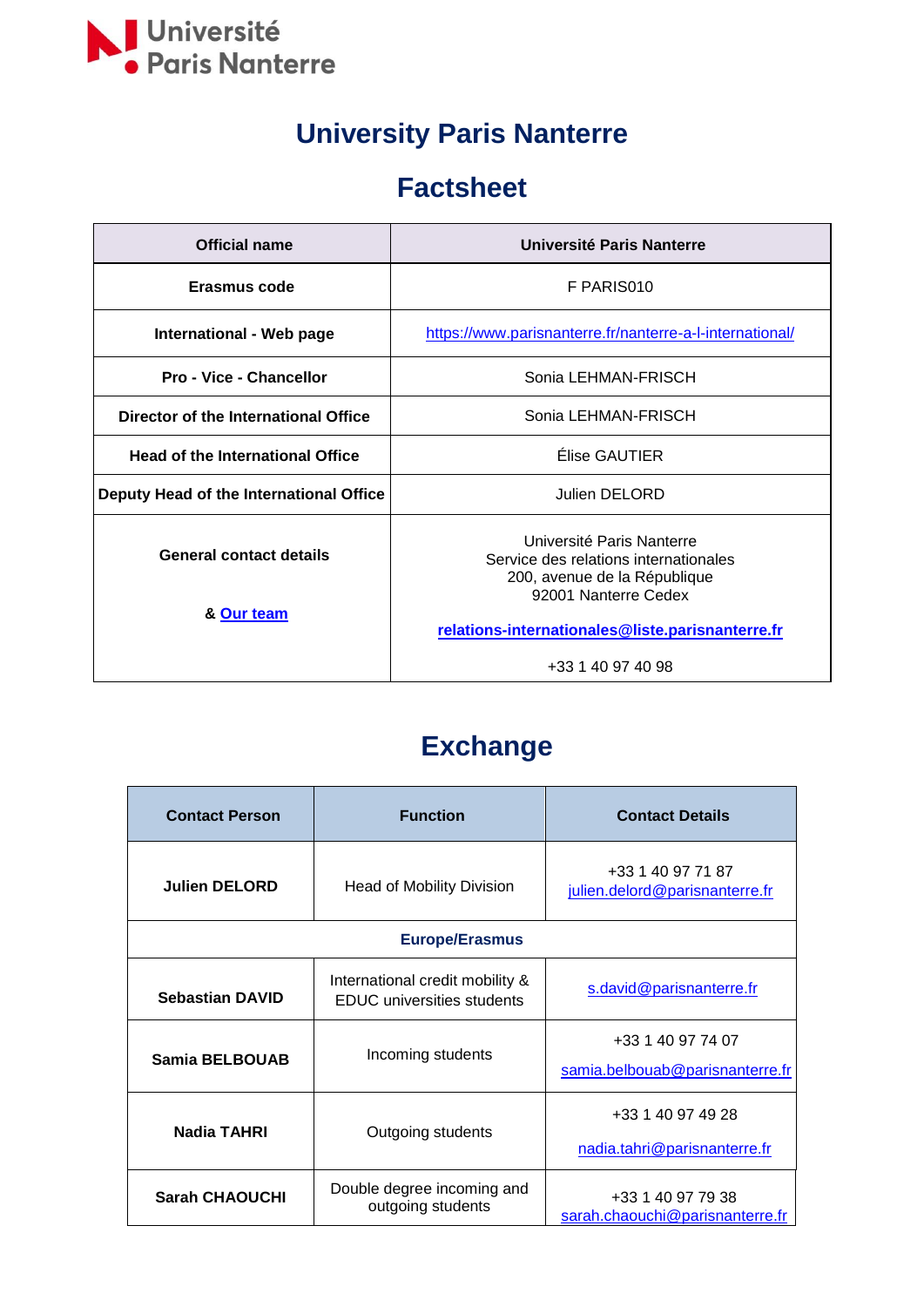Université Paris Nanterre

# University Paris Nanterre

# Factsheet

| Official name | Université Paris Nanterre |
|---|---|
| Erasmus code | F PARIS010 |
| International - Web page | https://www.parisnanterre.fr/nanterre-a-l-international/ |
| Pro - Vice - Chancellor | Sonia LEHMAN-FRISCH |
| Director of the International Office | Sonia LEHMAN-FRISCH |
| Head of the International Office | Élise GAUTIER |
| Deputy Head of the International Office | Julien DELORD |
| General contact details<br><br>& Our team | Université Paris Nanterre<br>Service des relations internationales<br>200, avenue de la République<br>92001 Nanterre Cedex<br><br>**relations-internationales@liste.parisnanterre.fr**<br><br>+33 1 40 97 40 98 |

# Exchange

| Contact Person | Function | Contact Details |
|---|---|---|
| **Julien DELORD** | Head of Mobility Division | +33 1 40 97 71 87<br>julien.delord@parisnanterre.fr |
| **Europe/Erasmus** | | |
| **Sebastian DAVID** | International credit mobility & EDUC universities students | s.david@parisnanterre.fr |
| **Samia BELBOUAB** | Incoming students | +33 1 40 97 74 07<br>samia.belbouab@parisnanterre.fr |
| **Nadia TAHRI** | Outgoing students | +33 1 40 97 49 28<br>nadia.tahri@parisnanterre.fr |
| **Sarah CHAOUCHI** | Double degree incoming and outgoing students | +33 1 40 97 79 38<br>sarah.chaouchi@parisnanterre.fr |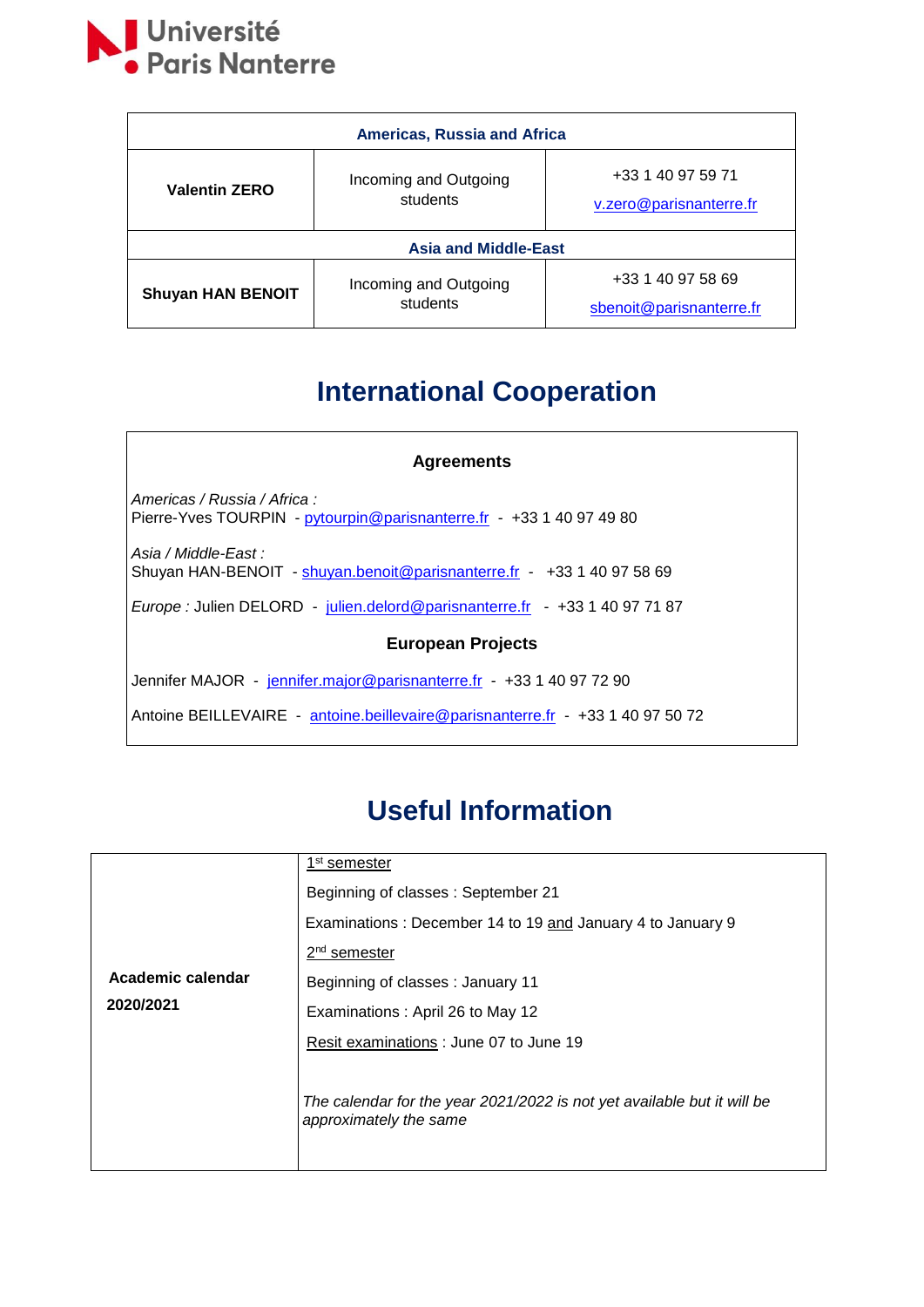| Americas, Russia and Africa | | |
|---|---|---|
| **Valentin ZERO** | Incoming and Outgoing students | +33 1 40 97 59 71<br>v.zero@parisnanterre.fr |
| **Asia and Middle-East** | | |
| **Shuyan HAN BENOIT** | Incoming and Outgoing students | +33 1 40 97 58 69<br>sbenoit@parisnanterre.fr |

# International Cooperation

### Agreements

*Americas / Russia / Africa :*
Pierre-Yves TOURPIN - pytourpin@parisnanterre.fr - +33 1 40 97 49 80

*Asia / Middle-East :*
Shuyan HAN-BENOIT - shuyan.benoit@parisnanterre.fr - +33 1 40 97 58 69

*Europe :* Julien DELORD - julien.delord@parisnanterre.fr - +33 1 40 97 71 87

### European Projects

Jennifer MAJOR - jennifer.major@parisnanterre.fr - +33 1 40 97 72 90

Antoine BEILLEVAIRE - antoine.beillevaire@parisnanterre.fr - +33 1 40 97 50 72

# Useful Information

| | |
|---|---|
| **Academic calendar 2020/2021** | 1st semester<br>Beginning of classes : September 21<br>Examinations : December 14 to 19 and January 4 to January 9<br>2nd semester<br>Beginning of classes : January 11<br>Examinations : April 26 to May 12<br>Resit examinations : June 07 to June 19<br><br>*The calendar for the year 2021/2022 is not yet available but it will be approximately the same* |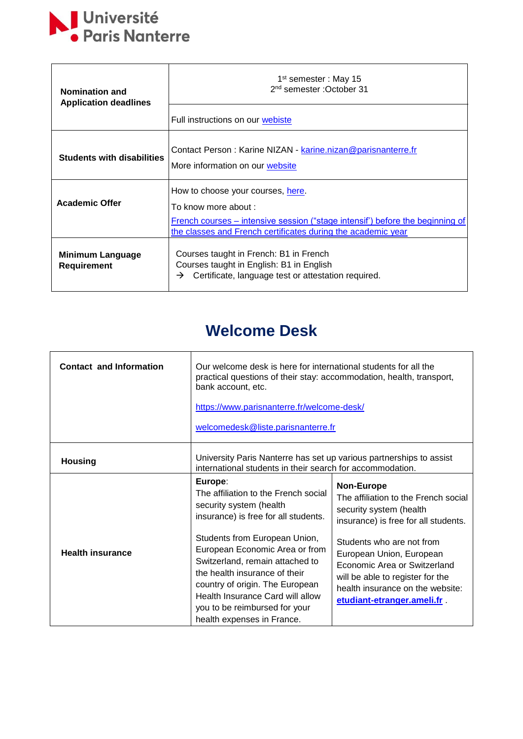| | |
|---|---|
| **Nomination and Application deadlines** | 1st semester : May 15<br>2nd semester :October 31<br><br>Full instructions on our webiste |
| **Students with disabilities** | Contact Person : Karine NIZAN - karine.nizan@parisnanterre.fr<br><br>More information on our website |
| **Academic Offer** | How to choose your courses, here.<br><br>To know more about :<br><br>French courses – intensive session (“stage intensif’) before the beginning of the classes and French certificates during the academic year |
| **Minimum Language Requirement** | Courses taught in French: B1 in French<br>Courses taught in English: B1 in English<br>→ Certificate, language test or attestation required. |

## Welcome Desk

| | | |
|---|---|---|
| **Contact and Information** | Our welcome desk is here for international students for all the practical questions of their stay: accommodation, health, transport, bank account, etc.<br><br>https://www.parisnanterre.fr/welcome-desk/<br><br>welcomedesk@liste.parisnanterre.fr | |
| **Housing** | University Paris Nanterre has set up various partnerships to assist international students in their search for accommodation. | |
| **Health insurance** | **Europe**:<br>The affiliation to the French social security system (health insurance) is free for all students.<br><br>Students from European Union, European Economic Area or from Switzerland, remain attached to the health insurance of their country of origin. The European Health Insurance Card will allow you to be reimbursed for your health expenses in France. | **Non-Europe**<br>The affiliation to the French social security system (health insurance) is free for all students.<br><br>Students who are not from European Union, European Economic Area or Switzerland will be able to register for the health insurance on the website: **etudiant-etranger.ameli.fr** . |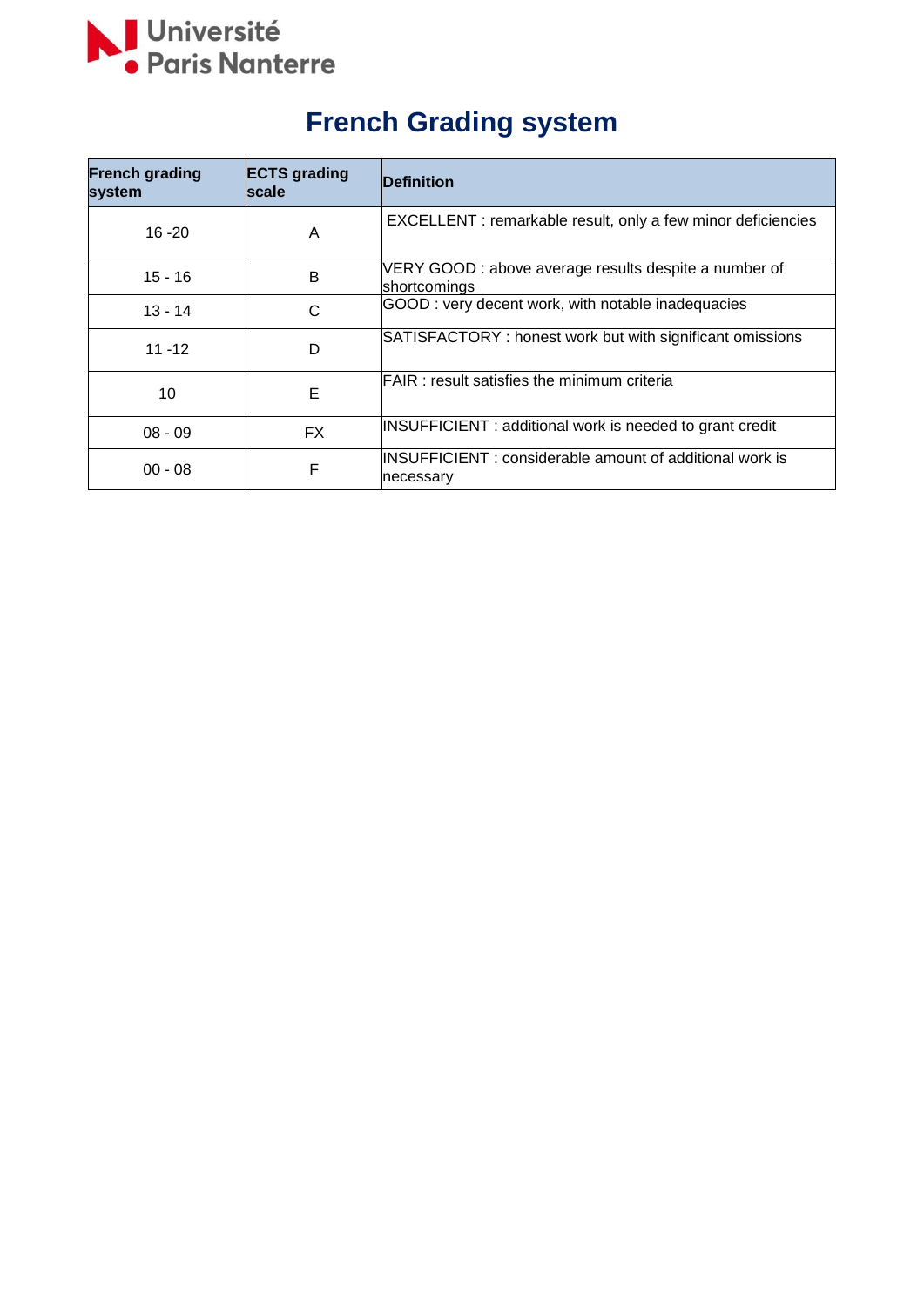Université Paris Nanterre

# French Grading system

| French grading system | ECTS grading scale | Definition |
|---|---|---|
| 16 -20 | A | EXCELLENT : remarkable result, only a few minor deficiencies |
| 15 - 16 | B | VERY GOOD : above average results despite a number of shortcomings |
| 13 - 14 | C | GOOD : very decent work, with notable inadequacies |
| 11 -12 | D | SATISFACTORY : honest work but with significant omissions |
| 10 | E | FAIR : result satisfies the minimum criteria |
| 08 - 09 | FX | INSUFFICIENT : additional work is needed to grant credit |
| 00 - 08 | F | INSUFFICIENT : considerable amount of additional work is necessary |